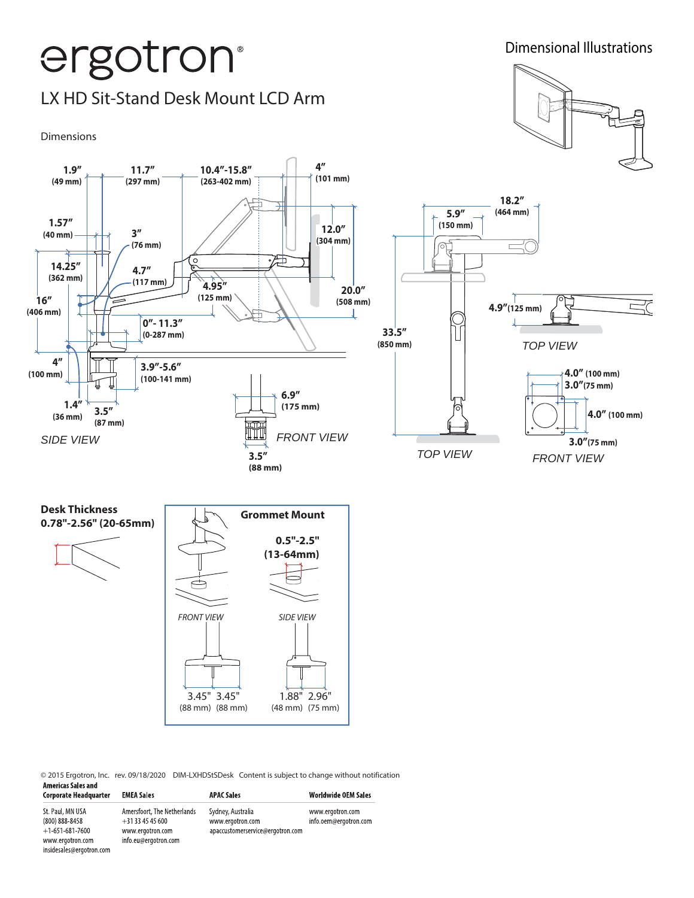# ergotron®

## LX HD Sit-Stand Desk Mount LCD Arm

Dimensional Illustrations

Dimensions

1.9" (49 mm)
11.7" (297 mm)
10.4"-15.8" (263-402 mm)
4" (101 mm)
1.57" (40 mm)
3" (76 mm)
12.0" (304 mm)
14.25" (362 mm)
4.7" (117 mm)
4.95" (125 mm)
20.0" (508 mm)
16" (406 mm)
0"- 11.3" (0-287 mm)
4" (100 mm)
3.9"-5.6" (100-141 mm)
1.4" (36 mm)
3.5" (87 mm)

*SIDE VIEW*

6.9" (175 mm)

*FRONT VIEW*

3.5" (88 mm)

18.2" (464 mm)
5.9" (150 mm)
33.5" (850 mm)

*TOP VIEW*

4.9" (125 mm)

*TOP VIEW*

4.0" (100 mm)
3.0" (75 mm)
4.0" (100 mm)
3.0" (75 mm)

*FRONT VIEW*

**Desk Thickness**
**0.78"-2.56" (20-65mm)**

**Grommet Mount**

**0.5"-2.5" (13-64mm)**

*FRONT VIEW*

*SIDE VIEW*

3.45" (88 mm) 3.45" (88 mm)

1.88" (48 mm) 2.96" (75 mm)

© 2015 Ergotron, Inc. rev. 09/18/2020 DIM-LXHDStSDesk Content is subject to change without notification

| Americas Sales and Corporate Headquarter | EMEA Sales | APAC Sales | Worldwide OEM Sales |
|---|---|---|---|
| St. Paul, MN USA<br>(800) 888-8458<br>+1-651-681-7600<br>www.ergotron.com<br>insidesales@ergotron.com | Amersfoort, The Netherlands<br>+31 33 45 45 600<br>www.ergotron.com<br>info.eu@ergotron.com | Sydney, Australia<br>www.ergotron.com<br>apaccustomerservice@ergotron.com | www.ergotron.com<br>info.oem@ergotron.com |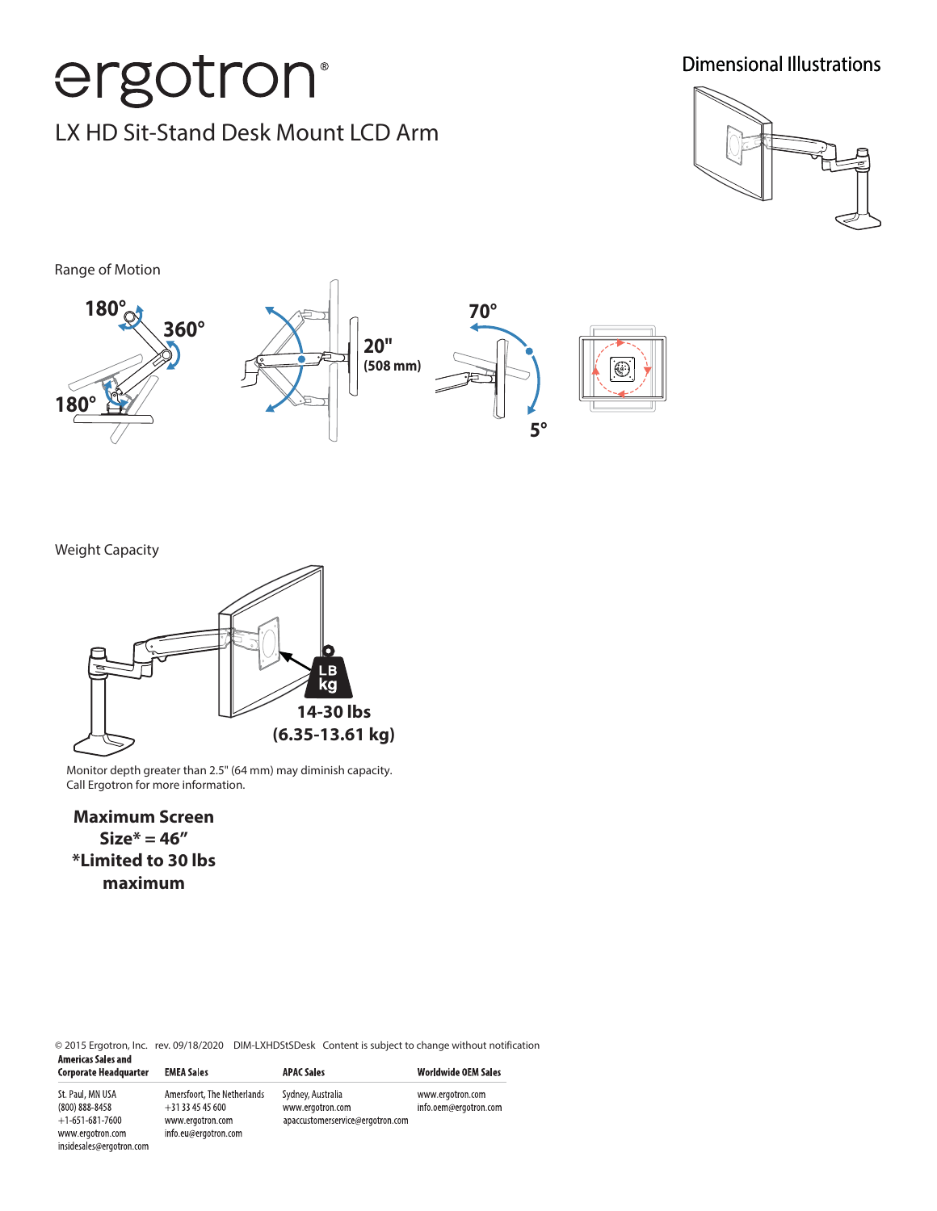# ergotron®

## LX HD Sit-Stand Desk Mount LCD Arm

## Dimensional Illustrations

### Range of Motion

180°

360°

180°

20"
(508 mm)

70°

5°

### Weight Capacity

LB
kg

**14-30 lbs**
**(6.35-13.61 kg)**

Monitor depth greater than 2.5" (64 mm) may diminish capacity.
Call Ergotron for more information.

**Maximum Screen Size* = 46"**
***Limited to 30 lbs maximum**

© 2015 Ergotron, Inc. rev. 09/18/2020 DIM-LXHDStSDesk Content is subject to change without notification

| Americas Sales and Corporate Headquarter | EMEA Sales | APAC Sales | Worldwide OEM Sales |
|---|---|---|---|
| St. Paul, MN USA<br>(800) 888-8458<br>+1-651-681-7600<br>www.ergotron.com<br>insidesales@ergotron.com | Amersfoort, The Netherlands<br>+31 33 45 45 600<br>www.ergotron.com<br>info.eu@ergotron.com | Sydney, Australia<br>www.ergotron.com<br>apaccustomerservice@ergotron.com | www.ergotron.com<br>info.oem@ergotron.com |